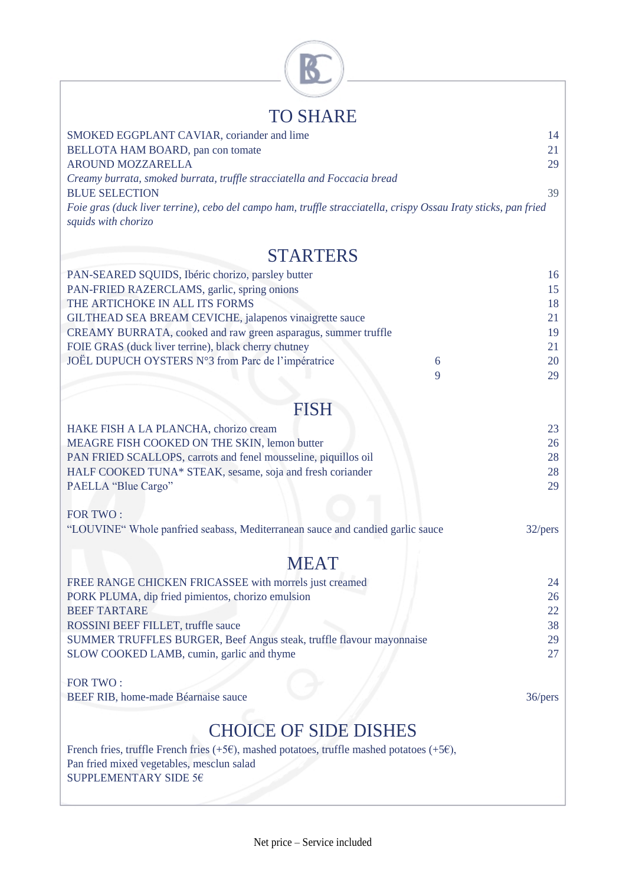# TO SHARE

| | |
|---|---|
| SMOKED EGGPLANT CAVIAR, coriander and lime | 14 |
| BELLOTA HAM BOARD, pan con tomate | 21 |
| AROUND MOZZARELLA<br>*Creamy burrata, smoked burrata, truffle stracciatella and Foccacia bread* | 29 |
| BLUE SELECTION<br>*Foie gras (duck liver terrine), cebo del campo ham, truffle stracciatella, crispy Ossau Iraty sticks, pan fried squids with chorizo* | 39 |

# STARTERS

| | | |
|---|---|---|
| PAN-SEARED SQUIDS, Ibéric chorizo, parsley butter | | 16 |
| PAN-FRIED RAZERCLAMS, garlic, spring onions | | 15 |
| THE ARTICHOKE IN ALL ITS FORMS | | 18 |
| GILTHEAD SEA BREAM CEVICHE, jalapenos vinaigrette sauce | | 21 |
| CREAMY BURRATA, cooked and raw green asparagus, summer truffle | | 19 |
| FOIE GRAS (duck liver terrine), black cherry chutney | | 21 |
| JOËL DUPUCH OYSTERS N°3 from Parc de l'impératrice | 6 | 20 |
| | 9 | 29 |

# FISH

| | |
|---|---|
| HAKE FISH A LA PLANCHA, chorizo cream | 23 |
| MEAGRE FISH COOKED ON THE SKIN, lemon butter | 26 |
| PAN FRIED SCALLOPS, carrots and fenel mousseline, piquillos oil | 28 |
| HALF COOKED TUNA* STEAK, sesame, soja and fresh coriander | 28 |
| PAELLA "Blue Cargo" | 29 |

FOR TWO :

| | |
|---|---|
| "LOUVINE" Whole panfried seabass, Mediterranean sauce and candied garlic sauce | 32/pers |

# MEAT

| | |
|---|---|
| FREE RANGE CHICKEN FRICASSEE with morrels just creamed | 24 |
| PORK PLUMA, dip fried pimientos, chorizo emulsion | 26 |
| BEEF TARTARE | 22 |
| ROSSINI BEEF FILLET, truffle sauce | 38 |
| SUMMER TRUFFLES BURGER, Beef Angus steak, truffle flavour mayonnaise | 29 |
| SLOW COOKED LAMB, cumin, garlic and thyme | 27 |

FOR TWO :

| | |
|---|---|
| BEEF RIB, home-made Béarnaise sauce | 36/pers |

# CHOICE OF SIDE DISHES

French fries, truffle French fries (+5€), mashed potatoes, truffle mashed potatoes (+5€),
Pan fried mixed vegetables, mesclun salad
SUPPLEMENTARY SIDE 5€

Net price – Service included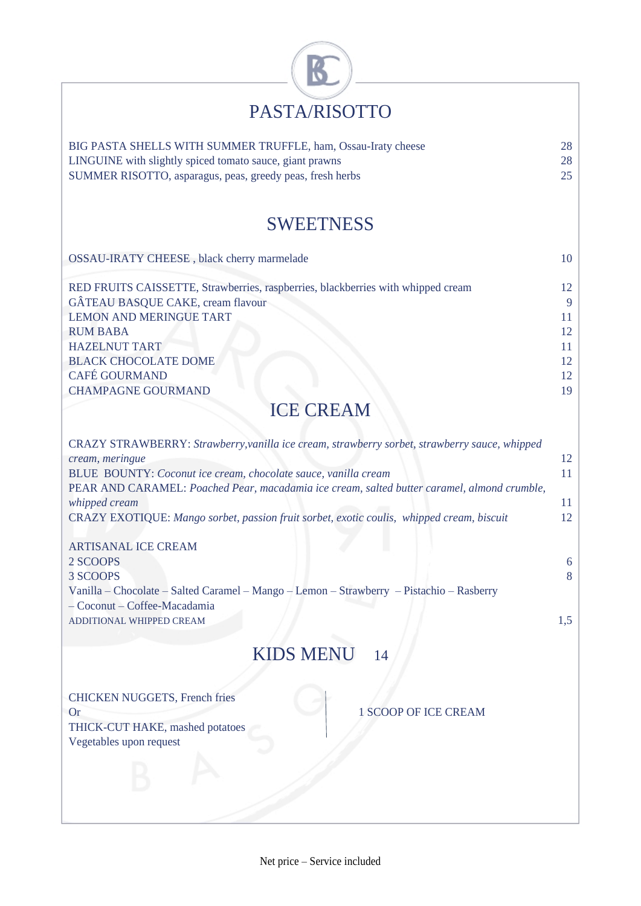## PASTA/RISOTTO

| | |
|---|---|
| BIG PASTA SHELLS WITH SUMMER TRUFFLE, ham, Ossau-Iraty cheese | 28 |
| LINGUINE with slightly spiced tomato sauce, giant prawns | 28 |
| SUMMER RISOTTO, asparagus, peas, greedy peas, fresh herbs | 25 |

## SWEETNESS

| | |
|---|---|
| OSSAU-IRATY CHEESE , black cherry marmelade | 10 |
| RED FRUITS CAISSETTE, Strawberries, raspberries, blackberries with whipped cream | 12 |
| GÂTEAU BASQUE CAKE, cream flavour | 9 |
| LEMON AND MERINGUE TART | 11 |
| RUM BABA | 12 |
| HAZELNUT TART | 11 |
| BLACK CHOCOLATE DOME | 12 |
| CAFÉ GOURMAND | 12 |
| CHAMPAGNE GOURMAND | 19 |

## ICE CREAM

| | |
|---|---|
| CRAZY STRAWBERRY: *Strawberry,vanilla ice cream, strawberry sorbet, strawberry sauce, whipped cream, meringue* | 12 |
| BLUE BOUNTY: *Coconut ice cream, chocolate sauce, vanilla cream* | 11 |
| PEAR AND CARAMEL: *Poached Pear, macadamia ice cream, salted butter caramel, almond crumble, whipped cream* | 11 |
| CRAZY EXOTIQUE: *Mango sorbet, passion fruit sorbet, exotic coulis, whipped cream, biscuit* | 12 |

ARTISANAL ICE CREAM

| | |
|---|---|
| 2 SCOOPS | 6 |
| 3 SCOOPS | 8 |

Vanilla – Chocolate – Salted Caramel – Mango – Lemon – Strawberry – Pistachio – Rasberry – Coconut – Coffee-Macadamia

| | |
|---|---|
| ADDITIONAL WHIPPED CREAM | 1,5 |

## KIDS MENU 14

CHICKEN NUGGETS, French fries
Or
THICK-CUT HAKE, mashed potatoes
Vegetables upon request

1 SCOOP OF ICE CREAM

Net price – Service included